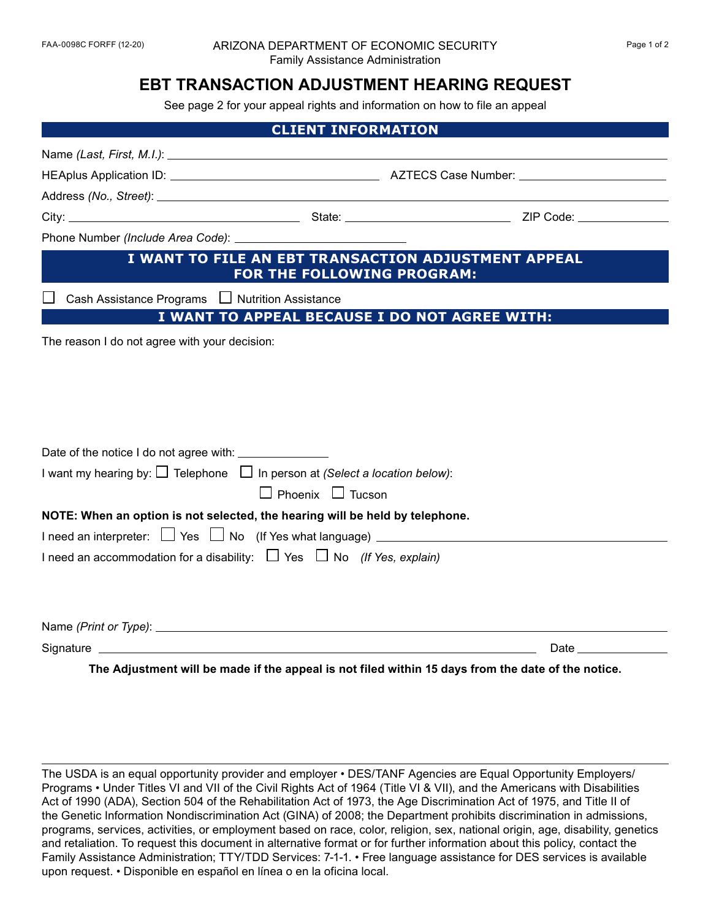FAA-0098C FORFF (12-20)

ARIZONA DEPARTMENT OF ECONOMIC SECURITY
Family Assistance Administration

# EBT TRANSACTION ADJUSTMENT HEARING REQUEST

See page 2 for your appeal rights and information on how to file an appeal

## CLIENT INFORMATION

Name *(Last, First, M.I.)*: ______________________________

HEAplus Application ID: ______________________ AZTECS Case Number: ______________________

Address *(No., Street)*: ______________________________

City: ______________________ State: ______________________ ZIP Code: ______________

Phone Number *(Include Area Code)*: ______________________

## I WANT TO FILE AN EBT TRANSACTION ADJUSTMENT APPEAL FOR THE FOLLOWING PROGRAM:

☐ Cash Assistance Programs ☐ Nutrition Assistance

## I WANT TO APPEAL BECAUSE I DO NOT AGREE WITH:

The reason I do not agree with your decision:

Date of the notice I do not agree with: ______________

I want my hearing by: ☐ Telephone ☐ In person at *(Select a location below)*:

☐ Phoenix ☐ Tucson

**NOTE: When an option is not selected, the hearing will be held by telephone.**

I need an interpreter: ☐ Yes ☐ No (If Yes what language) ______________________

I need an accommodation for a disability: ☐ Yes ☐ No *(If Yes, explain)*

Name *(Print or Type)*: ______________________________

Signature ______________________________ Date ______________

**The Adjustment will be made if the appeal is not filed within 15 days from the date of the notice.**

---

The USDA is an equal opportunity provider and employer • DES/TANF Agencies are Equal Opportunity Employers/Programs • Under Titles VI and VII of the Civil Rights Act of 1964 (Title VI & VII), and the Americans with Disabilities Act of 1990 (ADA), Section 504 of the Rehabilitation Act of 1973, the Age Discrimination Act of 1975, and Title II of the Genetic Information Nondiscrimination Act (GINA) of 2008; the Department prohibits discrimination in admissions, programs, services, activities, or employment based on race, color, religion, sex, national origin, age, disability, genetics and retaliation. To request this document in alternative format or for further information about this policy, contact the Family Assistance Administration; TTY/TDD Services: 7-1-1. • Free language assistance for DES services is available upon request. • Disponible en español en línea o en la oficina local.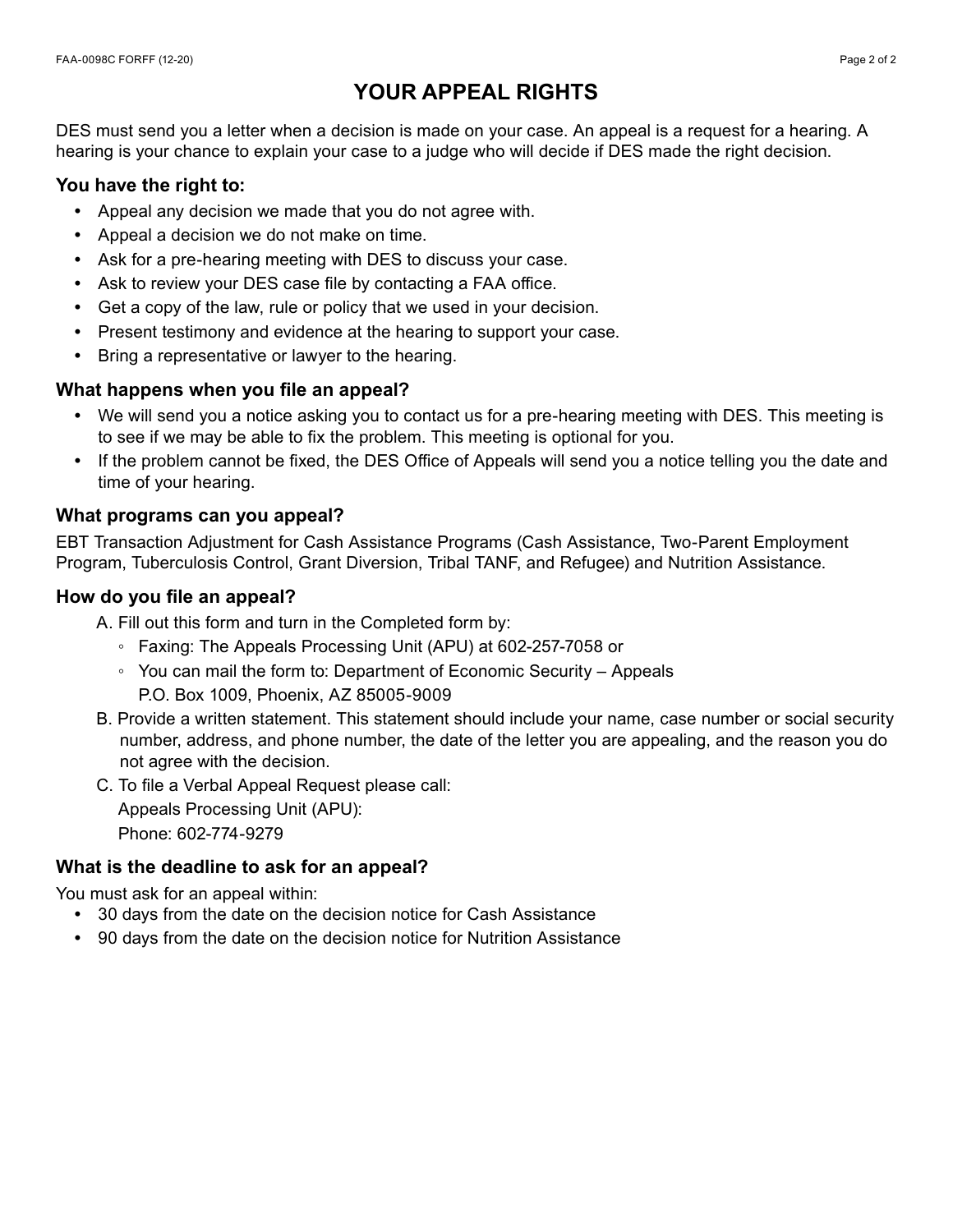# YOUR APPEAL RIGHTS

DES must send you a letter when a decision is made on your case. An appeal is a request for a hearing. A hearing is your chance to explain your case to a judge who will decide if DES made the right decision.

### You have the right to:

- Appeal any decision we made that you do not agree with.
- Appeal a decision we do not make on time.
- Ask for a pre-hearing meeting with DES to discuss your case.
- Ask to review your DES case file by contacting a FAA office.
- Get a copy of the law, rule or policy that we used in your decision.
- Present testimony and evidence at the hearing to support your case.
- Bring a representative or lawyer to the hearing.

### What happens when you file an appeal?

- We will send you a notice asking you to contact us for a pre-hearing meeting with DES. This meeting is to see if we may be able to fix the problem. This meeting is optional for you.
- If the problem cannot be fixed, the DES Office of Appeals will send you a notice telling you the date and time of your hearing.

### What programs can you appeal?

EBT Transaction Adjustment for Cash Assistance Programs (Cash Assistance, Two-Parent Employment Program, Tuberculosis Control, Grant Diversion, Tribal TANF, and Refugee) and Nutrition Assistance.

### How do you file an appeal?

A. Fill out this form and turn in the Completed form by:
   - Faxing: The Appeals Processing Unit (APU) at 602-257-7058 or
   - You can mail the form to: Department of Economic Security – Appeals
     P.O. Box 1009, Phoenix, AZ 85005-9009

B. Provide a written statement. This statement should include your name, case number or social security number, address, and phone number, the date of the letter you are appealing, and the reason you do not agree with the decision.

C. To file a Verbal Appeal Request please call:
   Appeals Processing Unit (APU):
   Phone: 602-774-9279

### What is the deadline to ask for an appeal?

You must ask for an appeal within:

- 30 days from the date on the decision notice for Cash Assistance
- 90 days from the date on the decision notice for Nutrition Assistance